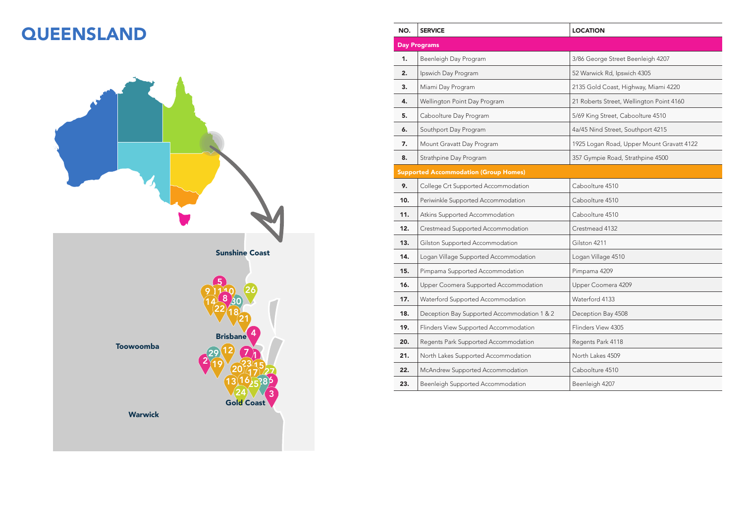# QUEENSLAND

Sunshine Coast

Brisbane

Toowoomba

Gold Coast

Warwick

| NO. | SERVICE | LOCATION |
|---|---|---|
| **Day Programs** | | |
| 1. | Beenleigh Day Program | 3/86 George Street Beenleigh 4207 |
| 2. | Ipswich Day Program | 52 Warwick Rd, Ipswich 4305 |
| 3. | Miami Day Program | 2135 Gold Coast, Highway, Miami 4220 |
| 4. | Wellington Point Day Program | 21 Roberts Street, Wellington Point 4160 |
| 5. | Caboolture Day Program | 5/69 King Street, Caboolture 4510 |
| 6. | Southport Day Program | 4a/45 Nind Street, Southport 4215 |
| 7. | Mount Gravatt Day Program | 1925 Logan Road, Upper Mount Gravatt 4122 |
| 8. | Strathpine Day Program | 357 Gympie Road, Strathpine 4500 |
| **Supported Accommodation (Group Homes)** | | |
| 9. | College Crt Supported Accommodation | Caboolture 4510 |
| 10. | Periwinkle Supported Accommodation | Caboolture 4510 |
| 11. | Atkins Supported Accommodation | Caboolture 4510 |
| 12. | Crestmead Supported Accommodation | Crestmead 4132 |
| 13. | Gilston Supported Accommodation | Gilston 4211 |
| 14. | Logan Village Supported Accommodation | Logan Village 4510 |
| 15. | Pimpama Supported Accommodation | Pimpama 4209 |
| 16. | Upper Coomera Supported Accommodation | Upper Coomera 4209 |
| 17. | Waterford Supported Accommodation | Waterford 4133 |
| 18. | Deception Bay Supported Accommodation 1 & 2 | Deception Bay 4508 |
| 19. | Flinders View Supported Accommodation | Flinders View 4305 |
| 20. | Regents Park Supported Accommodation | Regents Park 4118 |
| 21. | North Lakes Supported Accommodation | North Lakes 4509 |
| 22. | McAndrew Supported Accommodation | Caboolture 4510 |
| 23. | Beenleigh Supported Accommodation | Beenleigh 4207 |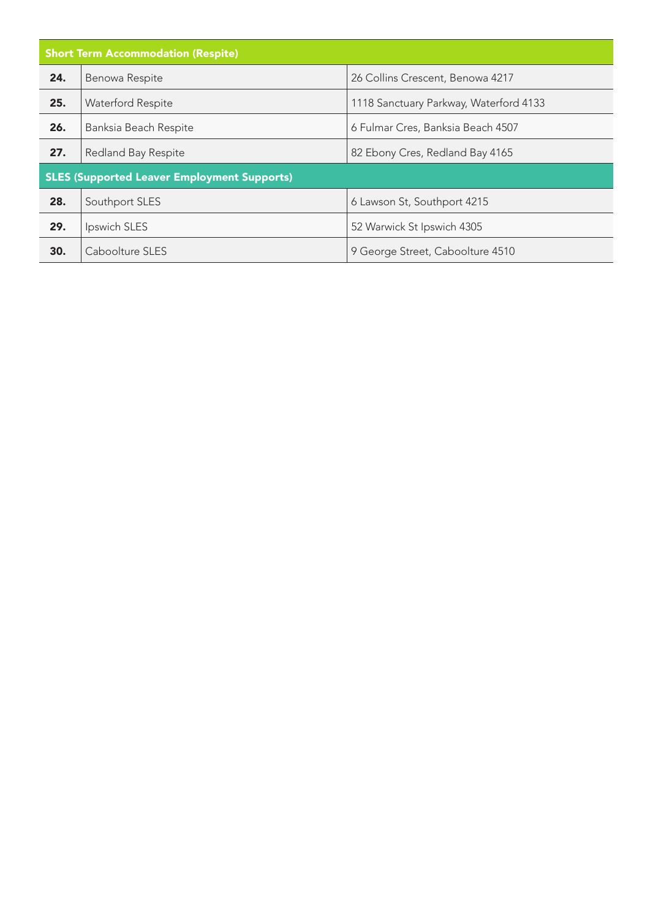| | | |
|---|---|---|
| **Short Term Accommodation (Respite)** | | |
| **24.** | Benowa Respite | 26 Collins Crescent, Benowa 4217 |
| **25.** | Waterford Respite | 1118 Sanctuary Parkway, Waterford 4133 |
| **26.** | Banksia Beach Respite | 6 Fulmar Cres, Banksia Beach 4507 |
| **27.** | Redland Bay Respite | 82 Ebony Cres, Redland Bay 4165 |
| **SLES (Supported Leaver Employment Supports)** | | |
| **28.** | Southport SLES | 6 Lawson St, Southport 4215 |
| **29.** | Ipswich SLES | 52 Warwick St Ipswich 4305 |
| **30.** | Caboolture SLES | 9 George Street, Caboolture 4510 |